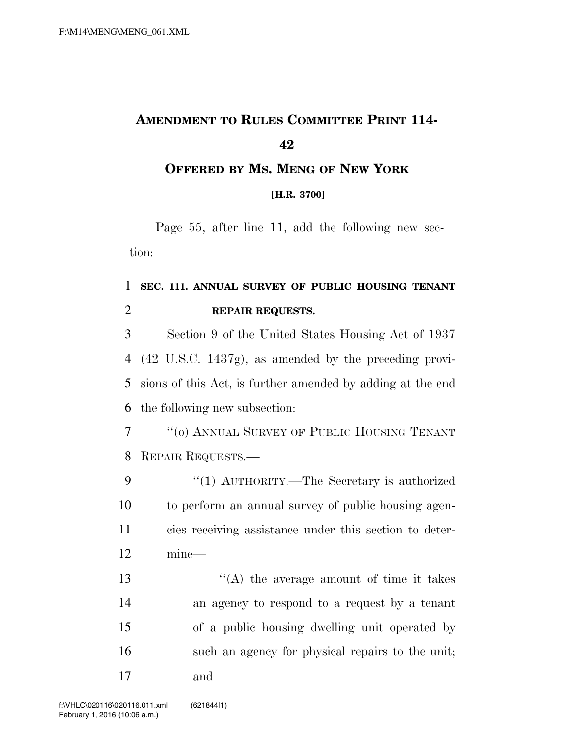# AMENDMENT TO RULES COMMITTEE PRINT 114-42

## OFFERED BY MS. MENG OF NEW YORK

**[H.R. 3700]**

Page 55, after line 11, add the following new section:

**SEC. 111. ANNUAL SURVEY OF PUBLIC HOUSING TENANT REPAIR REQUESTS.**

Section 9 of the United States Housing Act of 1937 (42 U.S.C. 1437g), as amended by the preceding provisions of this Act, is further amended by adding at the end the following new subsection:

"(o) ANNUAL SURVEY OF PUBLIC HOUSING TENANT REPAIR REQUESTS.—

"(1) AUTHORITY.—The Secretary is authorized to perform an annual survey of public housing agencies receiving assistance under this section to determine—

"(A) the average amount of time it takes an agency to respond to a request by a tenant of a public housing dwelling unit operated by such an agency for physical repairs to the unit; and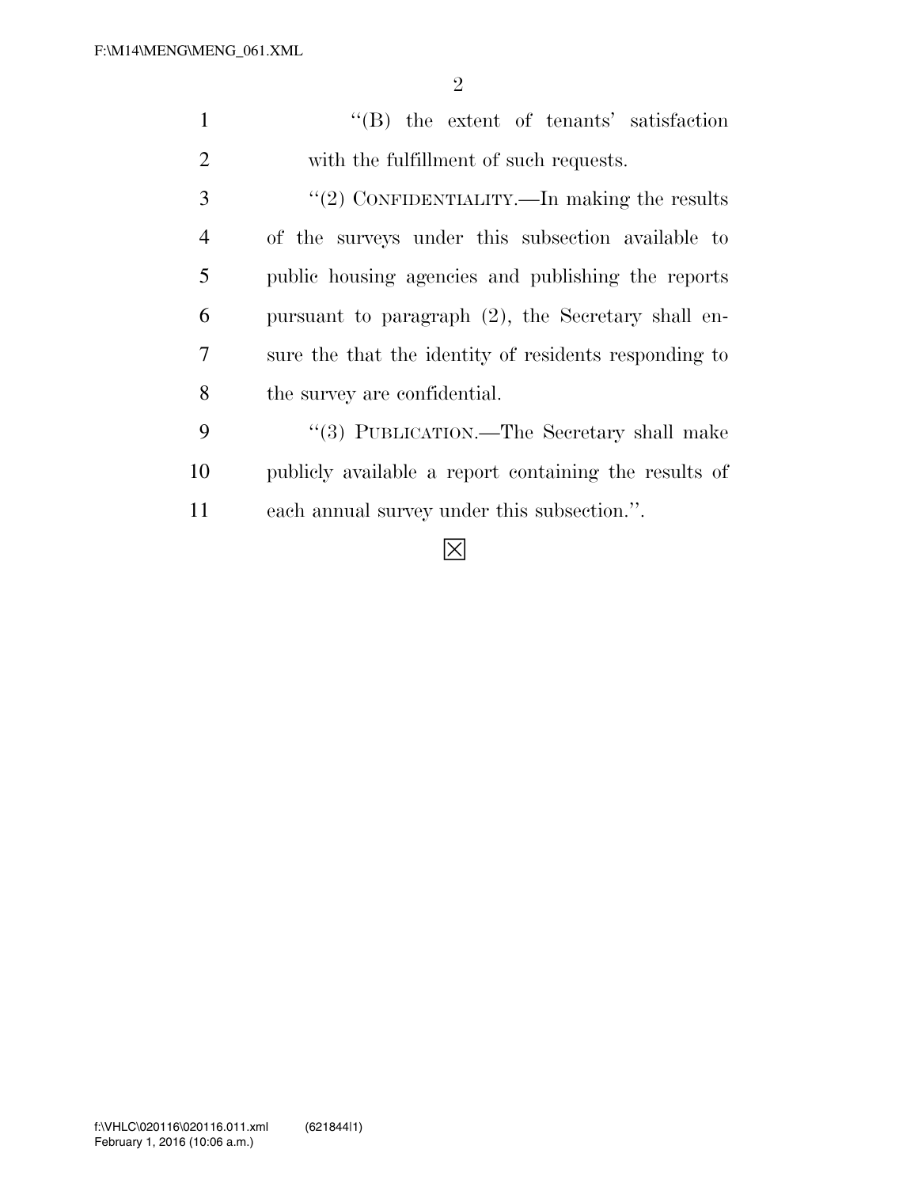"(B) the extent of tenants' satisfaction with the fulfillment of such requests.

"(2) CONFIDENTIALITY.—In making the results of the surveys under this subsection available to public housing agencies and publishing the reports pursuant to paragraph (2), the Secretary shall ensure the that the identity of residents responding to the survey are confidential.

"(3) PUBLICATION.—The Secretary shall make publicly available a report containing the results of each annual survey under this subsection.".

☒